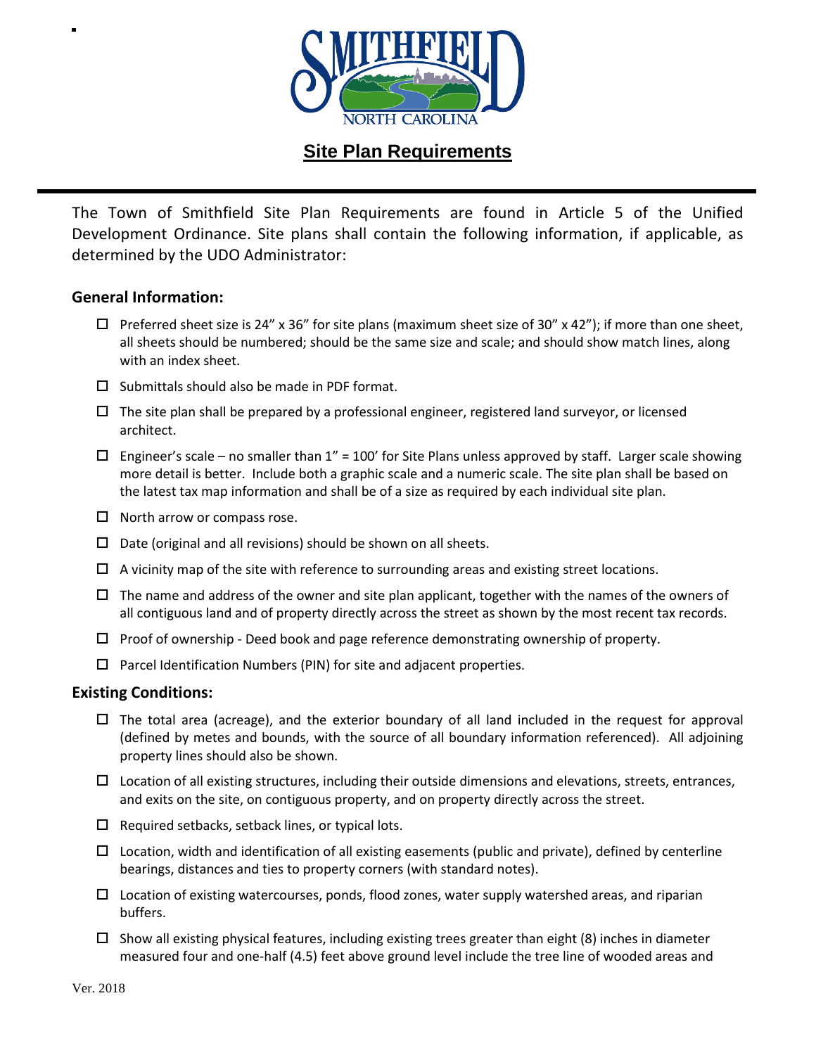SMITHFIELD NORTH CAROLINA

# Site Plan Requirements

The Town of Smithfield Site Plan Requirements are found in Article 5 of the Unified Development Ordinance. Site plans shall contain the following information, if applicable, as determined by the UDO Administrator:

## General Information:

- ☐ Preferred sheet size is 24" x 36" for site plans (maximum sheet size of 30" x 42"); if more than one sheet, all sheets should be numbered; should be the same size and scale; and should show match lines, along with an index sheet.
- ☐ Submittals should also be made in PDF format.
- ☐ The site plan shall be prepared by a professional engineer, registered land surveyor, or licensed architect.
- ☐ Engineer's scale – no smaller than 1" = 100' for Site Plans unless approved by staff. Larger scale showing more detail is better. Include both a graphic scale and a numeric scale. The site plan shall be based on the latest tax map information and shall be of a size as required by each individual site plan.
- ☐ North arrow or compass rose.
- ☐ Date (original and all revisions) should be shown on all sheets.
- ☐ A vicinity map of the site with reference to surrounding areas and existing street locations.
- ☐ The name and address of the owner and site plan applicant, together with the names of the owners of all contiguous land and of property directly across the street as shown by the most recent tax records.
- ☐ Proof of ownership - Deed book and page reference demonstrating ownership of property.
- ☐ Parcel Identification Numbers (PIN) for site and adjacent properties.

## Existing Conditions:

- ☐ The total area (acreage), and the exterior boundary of all land included in the request for approval (defined by metes and bounds, with the source of all boundary information referenced). All adjoining property lines should also be shown.
- ☐ Location of all existing structures, including their outside dimensions and elevations, streets, entrances, and exits on the site, on contiguous property, and on property directly across the street.
- ☐ Required setbacks, setback lines, or typical lots.
- ☐ Location, width and identification of all existing easements (public and private), defined by centerline bearings, distances and ties to property corners (with standard notes).
- ☐ Location of existing watercourses, ponds, flood zones, water supply watershed areas, and riparian buffers.
- ☐ Show all existing physical features, including existing trees greater than eight (8) inches in diameter measured four and one-half (4.5) feet above ground level include the tree line of wooded areas and

Ver. 2018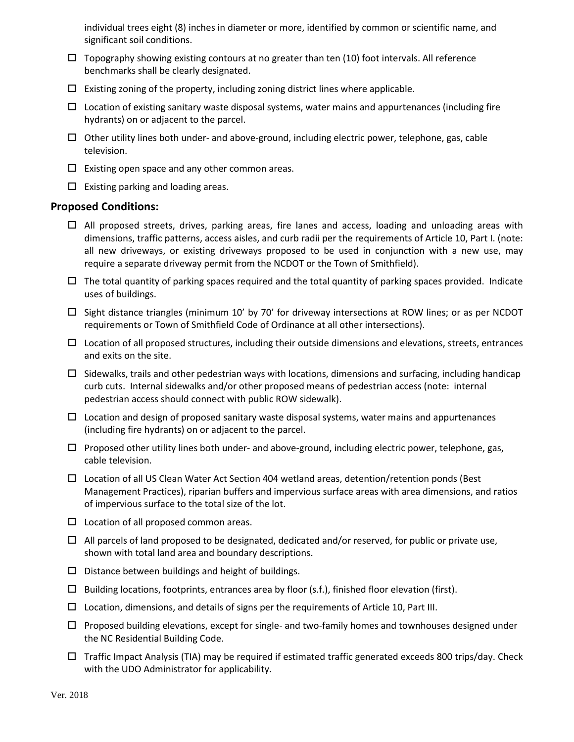individual trees eight (8) inches in diameter or more, identified by common or scientific name, and significant soil conditions.

- ☐ Topography showing existing contours at no greater than ten (10) foot intervals. All reference benchmarks shall be clearly designated.
- ☐ Existing zoning of the property, including zoning district lines where applicable.
- ☐ Location of existing sanitary waste disposal systems, water mains and appurtenances (including fire hydrants) on or adjacent to the parcel.
- ☐ Other utility lines both under- and above-ground, including electric power, telephone, gas, cable television.
- ☐ Existing open space and any other common areas.
- ☐ Existing parking and loading areas.

## Proposed Conditions:

- ☐ All proposed streets, drives, parking areas, fire lanes and access, loading and unloading areas with dimensions, traffic patterns, access aisles, and curb radii per the requirements of Article 10, Part I. (note: all new driveways, or existing driveways proposed to be used in conjunction with a new use, may require a separate driveway permit from the NCDOT or the Town of Smithfield).
- ☐ The total quantity of parking spaces required and the total quantity of parking spaces provided. Indicate uses of buildings.
- ☐ Sight distance triangles (minimum 10' by 70' for driveway intersections at ROW lines; or as per NCDOT requirements or Town of Smithfield Code of Ordinance at all other intersections).
- ☐ Location of all proposed structures, including their outside dimensions and elevations, streets, entrances and exits on the site.
- ☐ Sidewalks, trails and other pedestrian ways with locations, dimensions and surfacing, including handicap curb cuts. Internal sidewalks and/or other proposed means of pedestrian access (note: internal pedestrian access should connect with public ROW sidewalk).
- ☐ Location and design of proposed sanitary waste disposal systems, water mains and appurtenances (including fire hydrants) on or adjacent to the parcel.
- ☐ Proposed other utility lines both under- and above-ground, including electric power, telephone, gas, cable television.
- ☐ Location of all US Clean Water Act Section 404 wetland areas, detention/retention ponds (Best Management Practices), riparian buffers and impervious surface areas with area dimensions, and ratios of impervious surface to the total size of the lot.
- ☐ Location of all proposed common areas.
- ☐ All parcels of land proposed to be designated, dedicated and/or reserved, for public or private use, shown with total land area and boundary descriptions.
- ☐ Distance between buildings and height of buildings.
- ☐ Building locations, footprints, entrances area by floor (s.f.), finished floor elevation (first).
- ☐ Location, dimensions, and details of signs per the requirements of Article 10, Part III.
- ☐ Proposed building elevations, except for single- and two-family homes and townhouses designed under the NC Residential Building Code.
- ☐ Traffic Impact Analysis (TIA) may be required if estimated traffic generated exceeds 800 trips/day. Check with the UDO Administrator for applicability.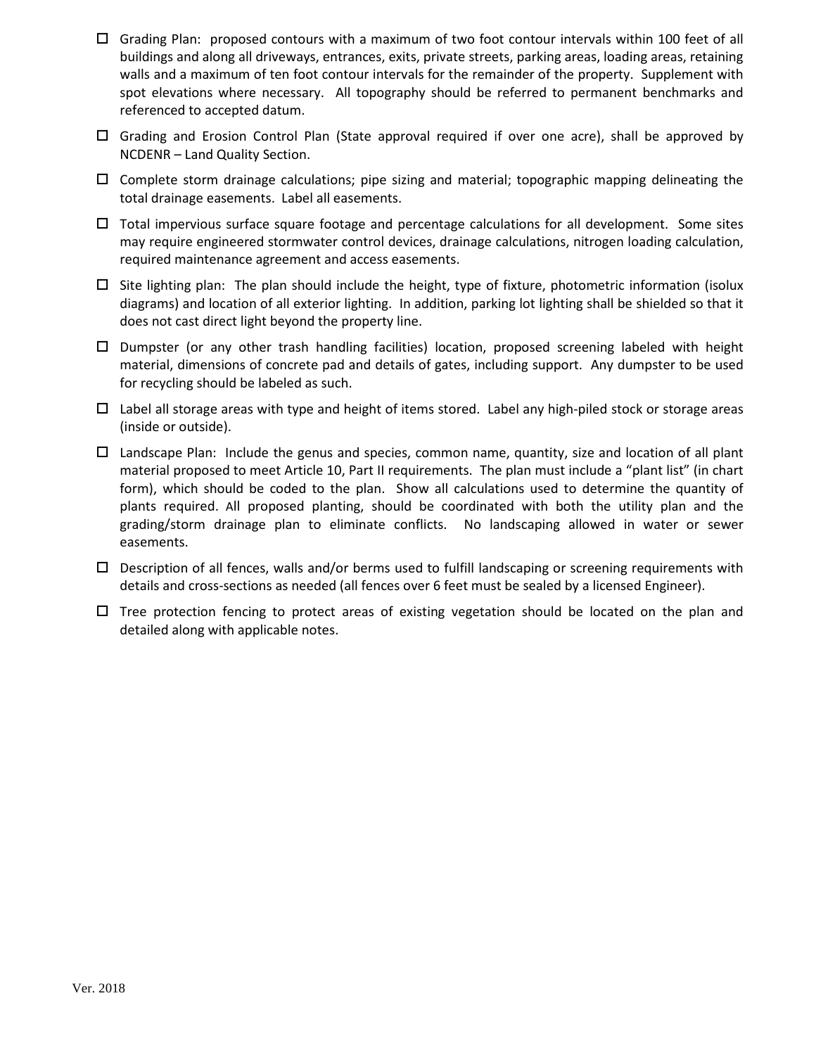- ☐ Grading Plan: proposed contours with a maximum of two foot contour intervals within 100 feet of all buildings and along all driveways, entrances, exits, private streets, parking areas, loading areas, retaining walls and a maximum of ten foot contour intervals for the remainder of the property. Supplement with spot elevations where necessary. All topography should be referred to permanent benchmarks and referenced to accepted datum.

- ☐ Grading and Erosion Control Plan (State approval required if over one acre), shall be approved by NCDENR – Land Quality Section.

- ☐ Complete storm drainage calculations; pipe sizing and material; topographic mapping delineating the total drainage easements. Label all easements.

- ☐ Total impervious surface square footage and percentage calculations for all development. Some sites may require engineered stormwater control devices, drainage calculations, nitrogen loading calculation, required maintenance agreement and access easements.

- ☐ Site lighting plan: The plan should include the height, type of fixture, photometric information (isolux diagrams) and location of all exterior lighting. In addition, parking lot lighting shall be shielded so that it does not cast direct light beyond the property line.

- ☐ Dumpster (or any other trash handling facilities) location, proposed screening labeled with height material, dimensions of concrete pad and details of gates, including support. Any dumpster to be used for recycling should be labeled as such.

- ☐ Label all storage areas with type and height of items stored. Label any high-piled stock or storage areas (inside or outside).

- ☐ Landscape Plan: Include the genus and species, common name, quantity, size and location of all plant material proposed to meet Article 10, Part II requirements. The plan must include a "plant list" (in chart form), which should be coded to the plan. Show all calculations used to determine the quantity of plants required. All proposed planting, should be coordinated with both the utility plan and the grading/storm drainage plan to eliminate conflicts. No landscaping allowed in water or sewer easements.

- ☐ Description of all fences, walls and/or berms used to fulfill landscaping or screening requirements with details and cross-sections as needed (all fences over 6 feet must be sealed by a licensed Engineer).

- ☐ Tree protection fencing to protect areas of existing vegetation should be located on the plan and detailed along with applicable notes.

Ver. 2018